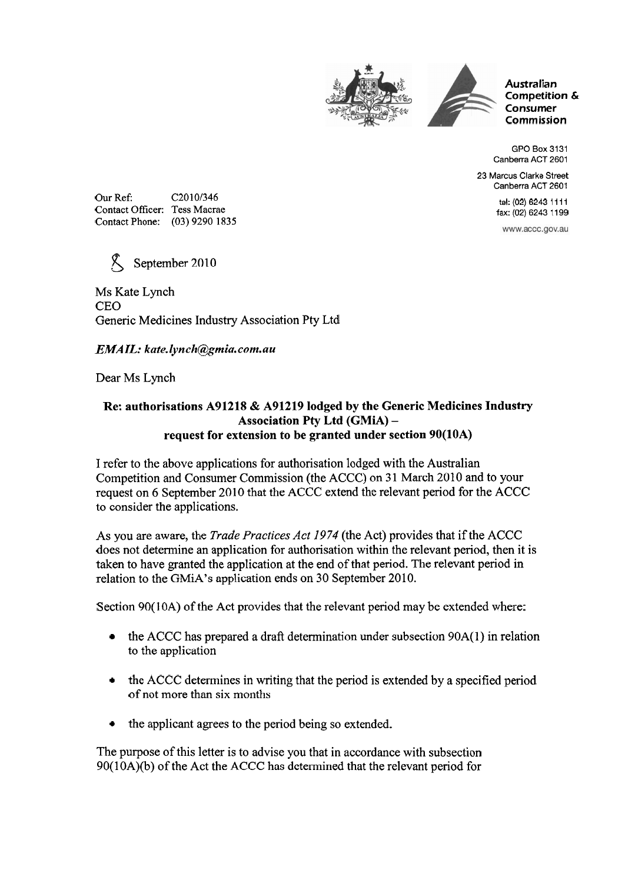Australian Competition & Consumer Commission

GPO Box 3131
Canberra ACT 2601

23 Marcus Clarke Street
Canberra ACT 2601

tel: (02) 6243 1111
fax: (02) 6243 1199

www.accc.gov.au

Our Ref: C2010/346
Contact Officer: Tess Macrae
Contact Phone: (03) 9290 1835

8 September 2010

Ms Kate Lynch
CEO
Generic Medicines Industry Association Pty Ltd

*EMAIL: kate.lynch@gmia.com.au*

Dear Ms Lynch

**Re: authorisations A91218 & A91219 lodged by the Generic Medicines Industry Association Pty Ltd (GMiA) – request for extension to be granted under section 90(10A)**

I refer to the above applications for authorisation lodged with the Australian Competition and Consumer Commission (the ACCC) on 31 March 2010 and to your request on 6 September 2010 that the ACCC extend the relevant period for the ACCC to consider the applications.

As you are aware, the *Trade Practices Act 1974* (the Act) provides that if the ACCC does not determine an application for authorisation within the relevant period, then it is taken to have granted the application at the end of that period. The relevant period in relation to the GMiA's application ends on 30 September 2010.

Section 90(10A) of the Act provides that the relevant period may be extended where:

- the ACCC has prepared a draft determination under subsection 90A(1) in relation to the application
- the ACCC determines in writing that the period is extended by a specified period of not more than six months
- the applicant agrees to the period being so extended.

The purpose of this letter is to advise you that in accordance with subsection 90(10A)(b) of the Act the ACCC has determined that the relevant period for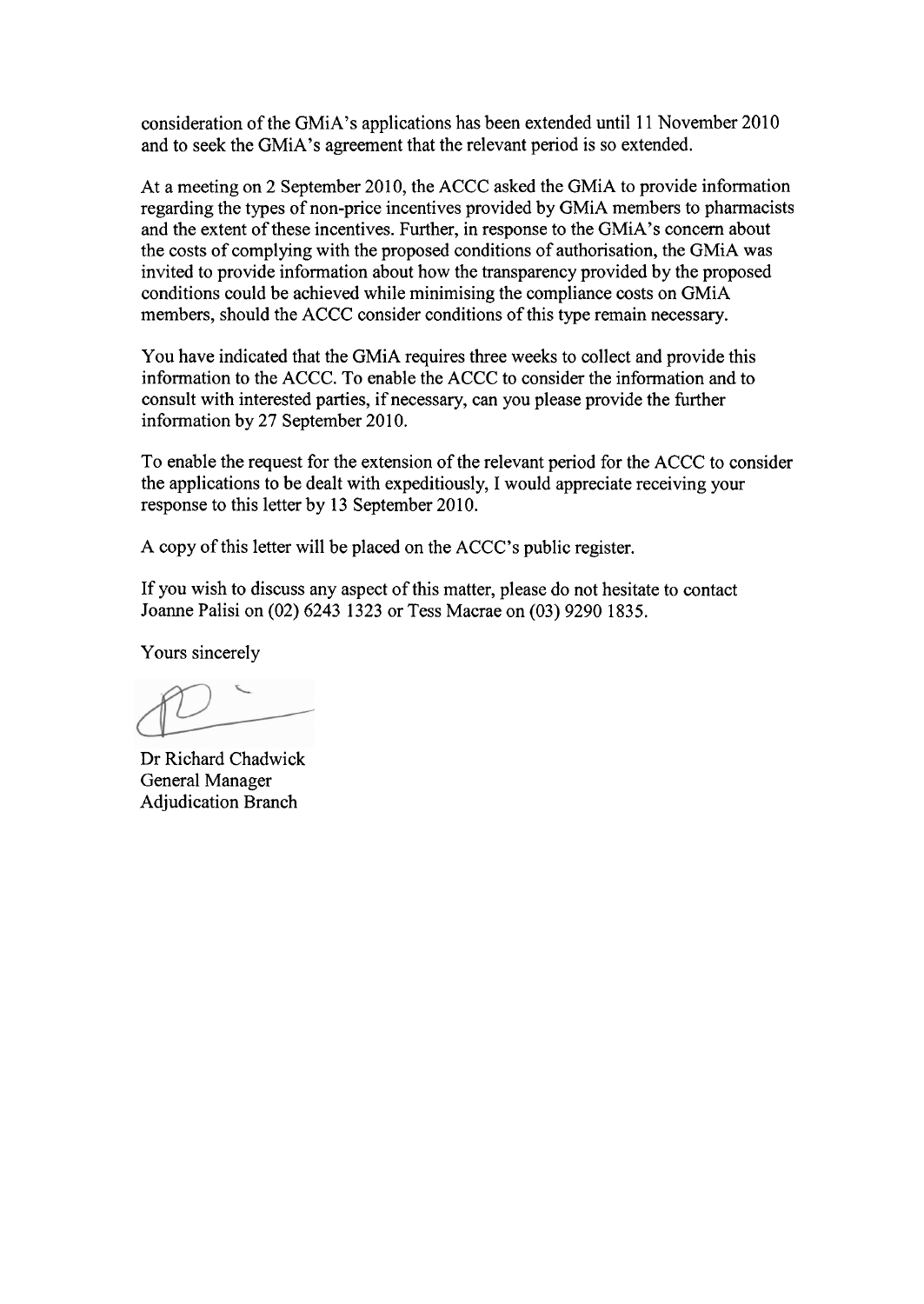consideration of the GMiA's applications has been extended until 11 November 2010 and to seek the GMiA's agreement that the relevant period is so extended.

At a meeting on 2 September 2010, the ACCC asked the GMiA to provide information regarding the types of non-price incentives provided by GMiA members to pharmacists and the extent of these incentives. Further, in response to the GMiA's concern about the costs of complying with the proposed conditions of authorisation, the GMiA was invited to provide information about how the transparency provided by the proposed conditions could be achieved while minimising the compliance costs on GMiA members, should the ACCC consider conditions of this type remain necessary.

You have indicated that the GMiA requires three weeks to collect and provide this information to the ACCC. To enable the ACCC to consider the information and to consult with interested parties, if necessary, can you please provide the further information by 27 September 2010.

To enable the request for the extension of the relevant period for the ACCC to consider the applications to be dealt with expeditiously, I would appreciate receiving your response to this letter by 13 September 2010.

A copy of this letter will be placed on the ACCC's public register.

If you wish to discuss any aspect of this matter, please do not hesitate to contact Joanne Palisi on (02) 6243 1323 or Tess Macrae on (03) 9290 1835.

Yours sincerely

Dr Richard Chadwick
General Manager
Adjudication Branch